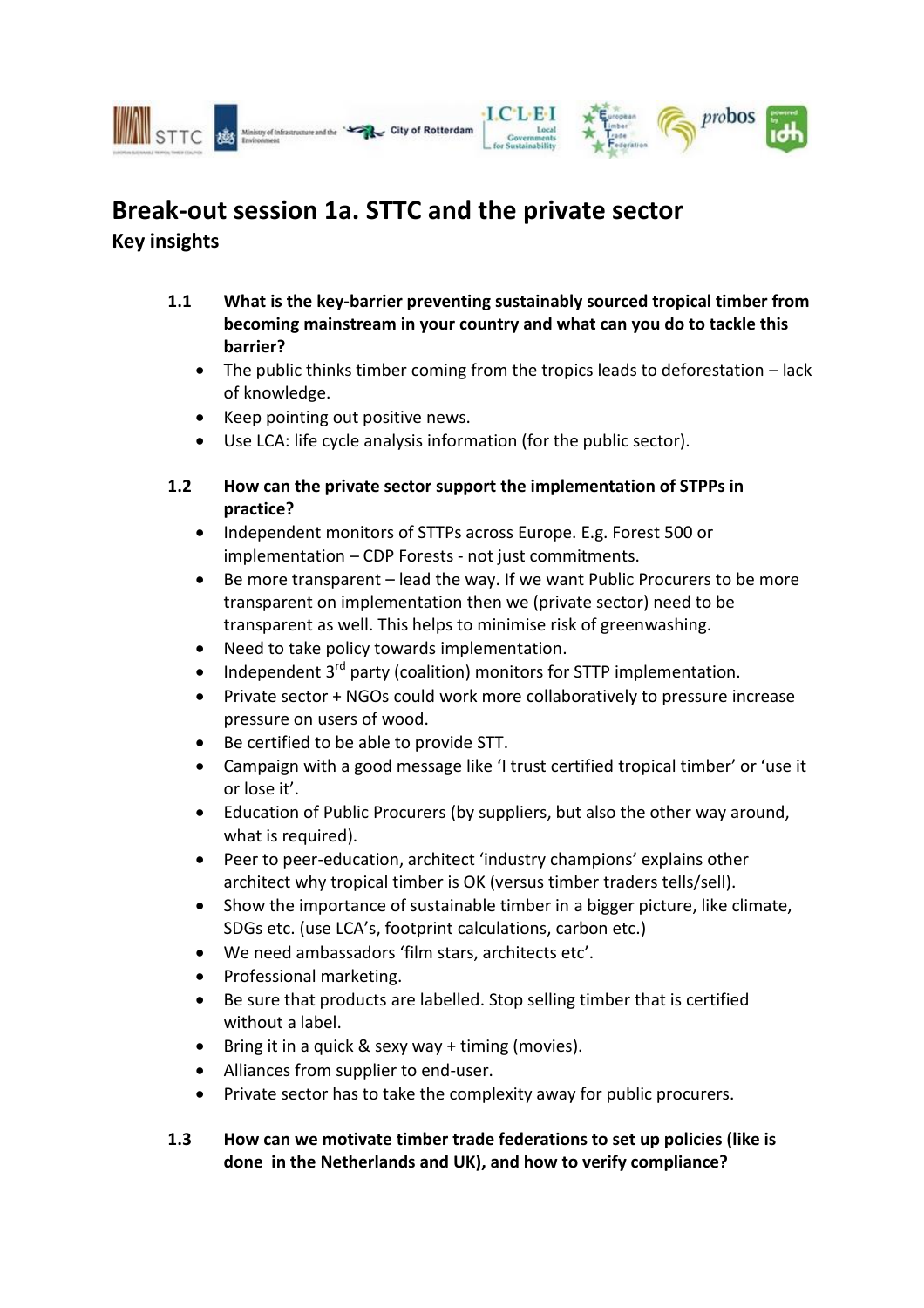# Break-out session 1a. STTC and the private sector

## Key insights

**1.1 What is the key-barrier preventing sustainably sourced tropical timber from becoming mainstream in your country and what can you do to tackle this barrier?**

- The public thinks timber coming from the tropics leads to deforestation – lack of knowledge.
- Keep pointing out positive news.
- Use LCA: life cycle analysis information (for the public sector).

**1.2 How can the private sector support the implementation of STPPs in practice?**

- Independent monitors of STTPs across Europe. E.g. Forest 500 or implementation – CDP Forests - not just commitments.
- Be more transparent – lead the way. If we want Public Procurers to be more transparent on implementation then we (private sector) need to be transparent as well. This helps to minimise risk of greenwashing.
- Need to take policy towards implementation.
- Independent 3rd party (coalition) monitors for STTP implementation.
- Private sector + NGOs could work more collaboratively to pressure increase pressure on users of wood.
- Be certified to be able to provide STT.
- Campaign with a good message like 'I trust certified tropical timber' or 'use it or lose it'.
- Education of Public Procurers (by suppliers, but also the other way around, what is required).
- Peer to peer-education, architect 'industry champions' explains other architect why tropical timber is OK (versus timber traders tells/sell).
- Show the importance of sustainable timber in a bigger picture, like climate, SDGs etc. (use LCA's, footprint calculations, carbon etc.)
- We need ambassadors 'film stars, architects etc'.
- Professional marketing.
- Be sure that products are labelled. Stop selling timber that is certified without a label.
- Bring it in a quick & sexy way + timing (movies).
- Alliances from supplier to end-user.
- Private sector has to take the complexity away for public procurers.

**1.3 How can we motivate timber trade federations to set up policies (like is done in the Netherlands and UK), and how to verify compliance?**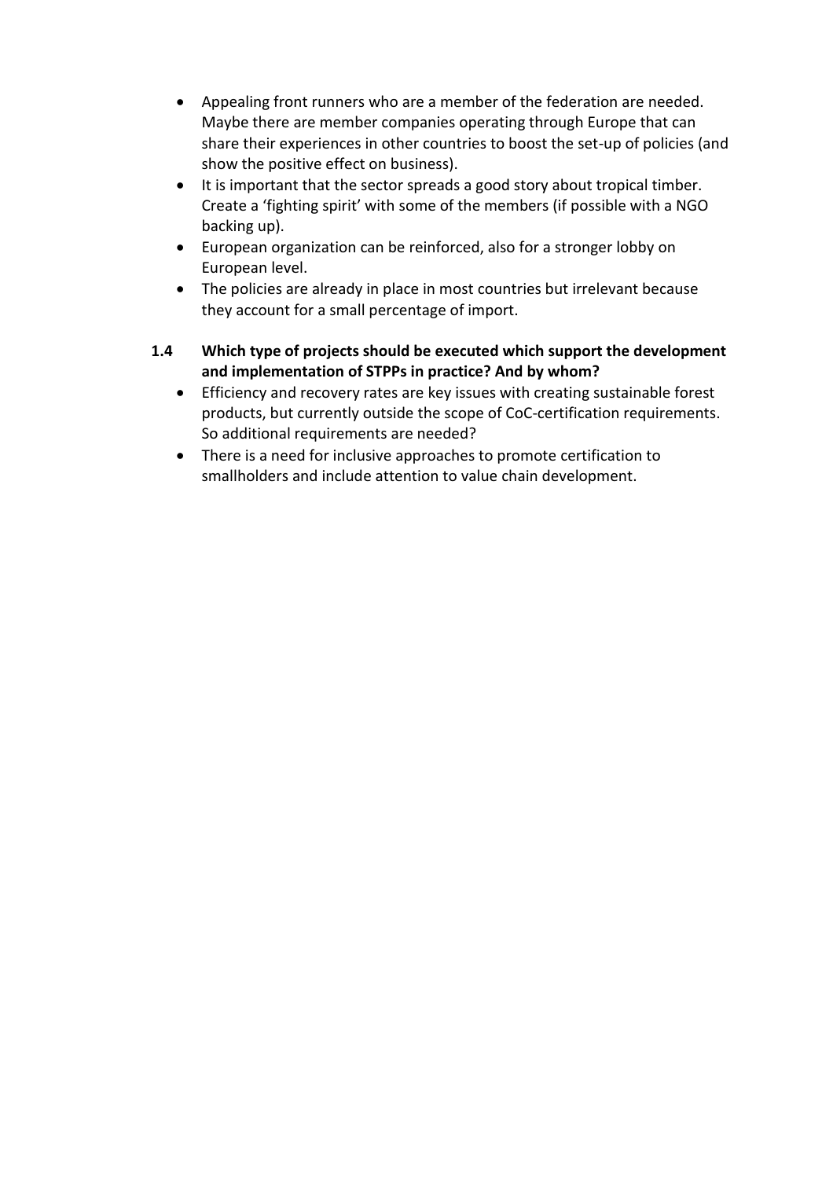- Appealing front runners who are a member of the federation are needed. Maybe there are member companies operating through Europe that can share their experiences in other countries to boost the set-up of policies (and show the positive effect on business).
- It is important that the sector spreads a good story about tropical timber. Create a 'fighting spirit' with some of the members (if possible with a NGO backing up).
- European organization can be reinforced, also for a stronger lobby on European level.
- The policies are already in place in most countries but irrelevant because they account for a small percentage of import.

### 1.4 Which type of projects should be executed which support the development and implementation of STPPs in practice? And by whom?

- Efficiency and recovery rates are key issues with creating sustainable forest products, but currently outside the scope of CoC-certification requirements. So additional requirements are needed?
- There is a need for inclusive approaches to promote certification to smallholders and include attention to value chain development.